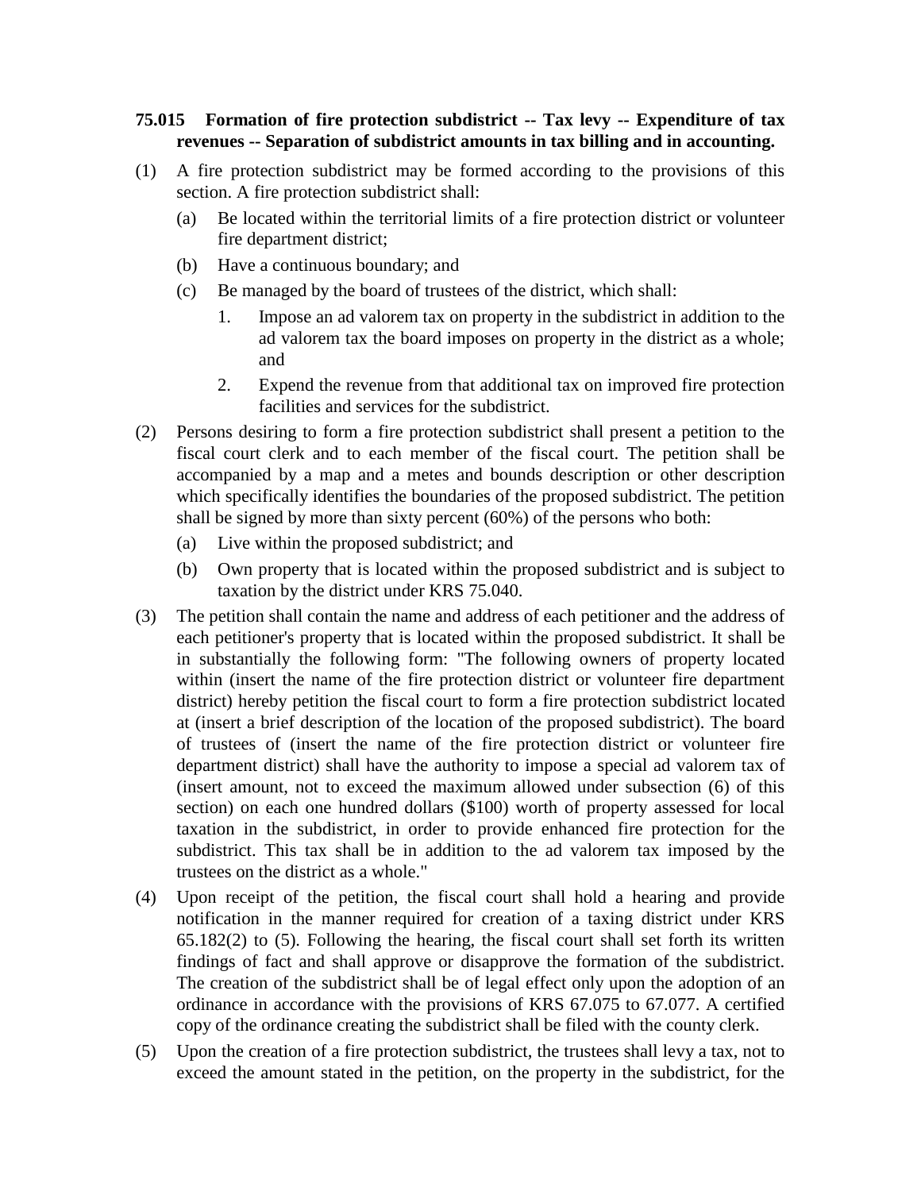**75.015 Formation of fire protection subdistrict -- Tax levy -- Expenditure of tax revenues -- Separation of subdistrict amounts in tax billing and in accounting.**

(1) A fire protection subdistrict may be formed according to the provisions of this section. A fire protection subdistrict shall:

 (a) Be located within the territorial limits of a fire protection district or volunteer fire department district;

 (b) Have a continuous boundary; and

 (c) Be managed by the board of trustees of the district, which shall:

  1. Impose an ad valorem tax on property in the subdistrict in addition to the ad valorem tax the board imposes on property in the district as a whole; and

  2. Expend the revenue from that additional tax on improved fire protection facilities and services for the subdistrict.

(2) Persons desiring to form a fire protection subdistrict shall present a petition to the fiscal court clerk and to each member of the fiscal court. The petition shall be accompanied by a map and a metes and bounds description or other description which specifically identifies the boundaries of the proposed subdistrict. The petition shall be signed by more than sixty percent (60%) of the persons who both:

 (a) Live within the proposed subdistrict; and

 (b) Own property that is located within the proposed subdistrict and is subject to taxation by the district under KRS 75.040.

(3) The petition shall contain the name and address of each petitioner and the address of each petitioner's property that is located within the proposed subdistrict. It shall be in substantially the following form: "The following owners of property located within (insert the name of the fire protection district or volunteer fire department district) hereby petition the fiscal court to form a fire protection subdistrict located at (insert a brief description of the location of the proposed subdistrict). The board of trustees of (insert the name of the fire protection district or volunteer fire department district) shall have the authority to impose a special ad valorem tax of (insert amount, not to exceed the maximum allowed under subsection (6) of this section) on each one hundred dollars ($100) worth of property assessed for local taxation in the subdistrict, in order to provide enhanced fire protection for the subdistrict. This tax shall be in addition to the ad valorem tax imposed by the trustees on the district as a whole."

(4) Upon receipt of the petition, the fiscal court shall hold a hearing and provide notification in the manner required for creation of a taxing district under KRS 65.182(2) to (5). Following the hearing, the fiscal court shall set forth its written findings of fact and shall approve or disapprove the formation of the subdistrict. The creation of the subdistrict shall be of legal effect only upon the adoption of an ordinance in accordance with the provisions of KRS 67.075 to 67.077. A certified copy of the ordinance creating the subdistrict shall be filed with the county clerk.

(5) Upon the creation of a fire protection subdistrict, the trustees shall levy a tax, not to exceed the amount stated in the petition, on the property in the subdistrict, for the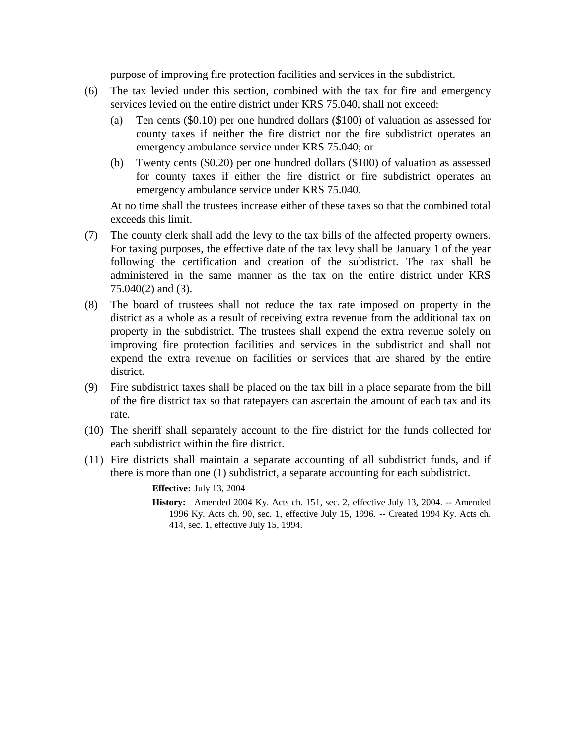purpose of improving fire protection facilities and services in the subdistrict.

(6) The tax levied under this section, combined with the tax for fire and emergency services levied on the entire district under KRS 75.040, shall not exceed:

   (a) Ten cents ($0.10) per one hundred dollars ($100) of valuation as assessed for county taxes if neither the fire district nor the fire subdistrict operates an emergency ambulance service under KRS 75.040; or

   (b) Twenty cents ($0.20) per one hundred dollars ($100) of valuation as assessed for county taxes if either the fire district or fire subdistrict operates an emergency ambulance service under KRS 75.040.

   At no time shall the trustees increase either of these taxes so that the combined total exceeds this limit.

(7) The county clerk shall add the levy to the tax bills of the affected property owners. For taxing purposes, the effective date of the tax levy shall be January 1 of the year following the certification and creation of the subdistrict. The tax shall be administered in the same manner as the tax on the entire district under KRS 75.040(2) and (3).

(8) The board of trustees shall not reduce the tax rate imposed on property in the district as a whole as a result of receiving extra revenue from the additional tax on property in the subdistrict. The trustees shall expend the extra revenue solely on improving fire protection facilities and services in the subdistrict and shall not expend the extra revenue on facilities or services that are shared by the entire district.

(9) Fire subdistrict taxes shall be placed on the tax bill in a place separate from the bill of the fire district tax so that ratepayers can ascertain the amount of each tax and its rate.

(10) The sheriff shall separately account to the fire district for the funds collected for each subdistrict within the fire district.

(11) Fire districts shall maintain a separate accounting of all subdistrict funds, and if there is more than one (1) subdistrict, a separate accounting for each subdistrict.

**Effective:** July 13, 2004

**History:** Amended 2004 Ky. Acts ch. 151, sec. 2, effective July 13, 2004. -- Amended 1996 Ky. Acts ch. 90, sec. 1, effective July 15, 1996. -- Created 1994 Ky. Acts ch. 414, sec. 1, effective July 15, 1994.